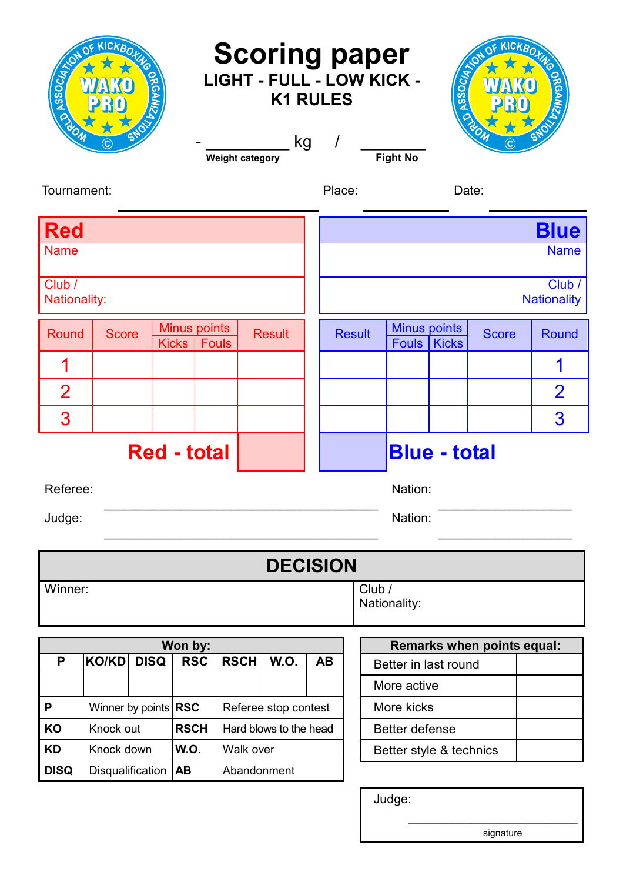# Scoring paper

**LIGHT - FULL - LOW KICK - K1 RULES**

- __________ kg / ________

Weight category Fight No

Tournament: Place: Date:

| Red | |
|---|---|
| Name | |
| Club / Nationality: | |

| Blue | |
|---|---|
| | Name |
| | Club / Nationality |

| Round | Score | Minus points | | Result |
|---|---|---|---|---|
| | | Kicks | Fouls | |
| 1 | | | | |
| 2 | | | | |
| 3 | | | | |
| | | **Red - total** | | |

| Result | Minus points | | Score | Round |
|---|---|---|---|---|
| | Fouls | Kicks | | |
| | | | | 1 |
| | | | | 2 |
| | | | | 3 |
| | **Blue - total** | | | |

Referee: ________________________ Nation: ____________

Judge: ________________________ Nation: ____________

## DECISION

| Winner: | Club / Nationality: |
|---|---|
| | |

| Won by: | | | | | | |
|---|---|---|---|---|---|---|
| P | KO/KD | DISQ | RSC | RSCH | W.O. | AB |
| | | | | | | |

| | | | |
|---|---|---|---|
| **P** | Winner by points | **RSC** | Referee stop contest |
| **KO** | Knock out | **RSCH** | Hard blows to the head |
| **KD** | Knock down | **W.O.** | Walk over |
| **DISQ** | Disqualification | **AB** | Abandonment |

| Remarks when points equal: | |
|---|---|
| Better in last round | |
| More active | |
| More kicks | |
| Better defense | |
| Better style & technics | |

Judge: ________________________

signature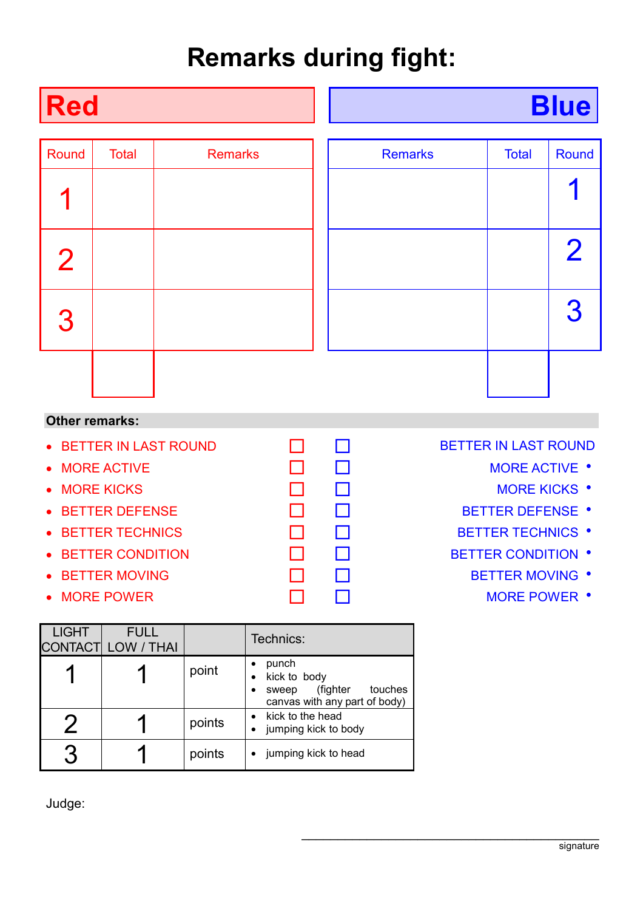# Remarks during fight:

## Red

| Round | Total | Remarks |
|---|---|---|
| 1 | | |
| 2 | | |
| 3 | | |
| | | |

## Blue

| Remarks | Total | Round |
|---|---|---|
| | | 1 |
| | | 2 |
| | | 3 |
| | | |

**Other remarks:**

| Red | | | Blue |
|---|---|---|---|
| BETTER IN LAST ROUND | ☐ | ☐ | BETTER IN LAST ROUND |
| MORE ACTIVE | ☐ | ☐ | MORE ACTIVE |
| MORE KICKS | ☐ | ☐ | MORE KICKS |
| BETTER DEFENSE | ☐ | ☐ | BETTER DEFENSE |
| BETTER TECHNICS | ☐ | ☐ | BETTER TECHNICS |
| BETTER CONDITION | ☐ | ☐ | BETTER CONDITION |
| BETTER MOVING | ☐ | ☐ | BETTER MOVING |
| MORE POWER | ☐ | ☐ | MORE POWER |

| LIGHT CONTACT | FULL LOW / THAI | | Technics: |
|---|---|---|---|
| 1 | 1 | point | • punch<br>• kick to body<br>• sweep (fighter touches canvas with any part of body) |
| 2 | 1 | points | • kick to the head<br>• jumping kick to body |
| 3 | 1 | points | • jumping kick to head |

Judge:

______________________________
signature